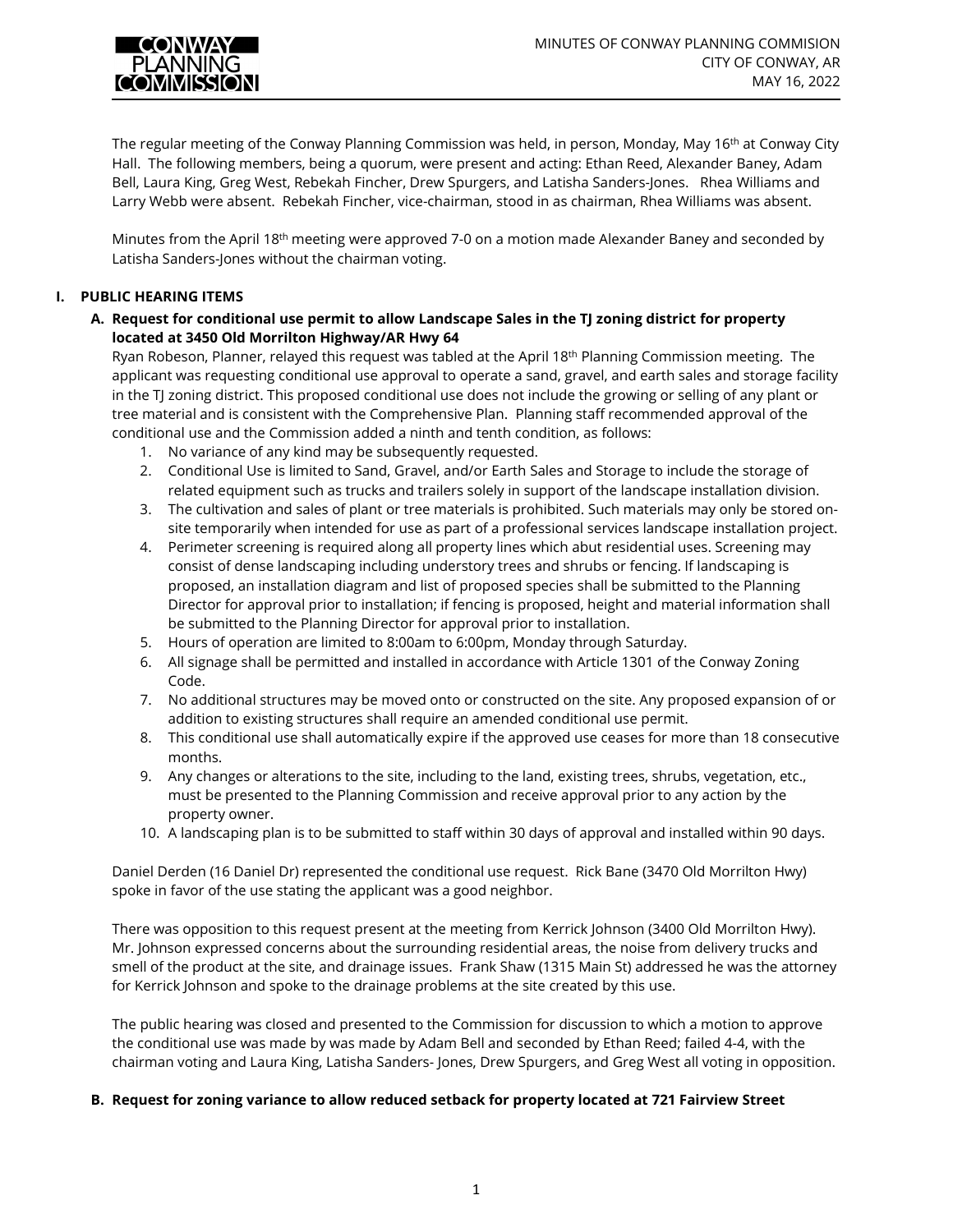MINUTES OF CONWAY PLANNING COMMISION
CITY OF CONWAY, AR
MAY 16, 2022

The regular meeting of the Conway Planning Commission was held, in person, Monday, May 16th at Conway City Hall. The following members, being a quorum, were present and acting: Ethan Reed, Alexander Baney, Adam Bell, Laura King, Greg West, Rebekah Fincher, Drew Spurgers, and Latisha Sanders-Jones. Rhea Williams and Larry Webb were absent. Rebekah Fincher, vice-chairman, stood in as chairman, Rhea Williams was absent.

Minutes from the April 18th meeting were approved 7-0 on a motion made Alexander Baney and seconded by Latisha Sanders-Jones without the chairman voting.

## I. PUBLIC HEARING ITEMS

### A. Request for conditional use permit to allow Landscape Sales in the TJ zoning district for property located at 3450 Old Morrilton Highway/AR Hwy 64

Ryan Robeson, Planner, relayed this request was tabled at the April 18th Planning Commission meeting. The applicant was requesting conditional use approval to operate a sand, gravel, and earth sales and storage facility in the TJ zoning district. This proposed conditional use does not include the growing or selling of any plant or tree material and is consistent with the Comprehensive Plan. Planning staff recommended approval of the conditional use and the Commission added a ninth and tenth condition, as follows:

1. No variance of any kind may be subsequently requested.
2. Conditional Use is limited to Sand, Gravel, and/or Earth Sales and Storage to include the storage of related equipment such as trucks and trailers solely in support of the landscape installation division.
3. The cultivation and sales of plant or tree materials is prohibited. Such materials may only be stored on-site temporarily when intended for use as part of a professional services landscape installation project.
4. Perimeter screening is required along all property lines which abut residential uses. Screening may consist of dense landscaping including understory trees and shrubs or fencing. If landscaping is proposed, an installation diagram and list of proposed species shall be submitted to the Planning Director for approval prior to installation; if fencing is proposed, height and material information shall be submitted to the Planning Director for approval prior to installation.
5. Hours of operation are limited to 8:00am to 6:00pm, Monday through Saturday.
6. All signage shall be permitted and installed in accordance with Article 1301 of the Conway Zoning Code.
7. No additional structures may be moved onto or constructed on the site. Any proposed expansion of or addition to existing structures shall require an amended conditional use permit.
8. This conditional use shall automatically expire if the approved use ceases for more than 18 consecutive months.
9. Any changes or alterations to the site, including to the land, existing trees, shrubs, vegetation, etc., must be presented to the Planning Commission and receive approval prior to any action by the property owner.
10. A landscaping plan is to be submitted to staff within 30 days of approval and installed within 90 days.

Daniel Derden (16 Daniel Dr) represented the conditional use request. Rick Bane (3470 Old Morrilton Hwy) spoke in favor of the use stating the applicant was a good neighbor.

There was opposition to this request present at the meeting from Kerrick Johnson (3400 Old Morrilton Hwy). Mr. Johnson expressed concerns about the surrounding residential areas, the noise from delivery trucks and smell of the product at the site, and drainage issues. Frank Shaw (1315 Main St) addressed he was the attorney for Kerrick Johnson and spoke to the drainage problems at the site created by this use.

The public hearing was closed and presented to the Commission for discussion to which a motion to approve the conditional use was made by was made by Adam Bell and seconded by Ethan Reed; failed 4-4, with the chairman voting and Laura King, Latisha Sanders- Jones, Drew Spurgers, and Greg West all voting in opposition.

### B. Request for zoning variance to allow reduced setback for property located at 721 Fairview Street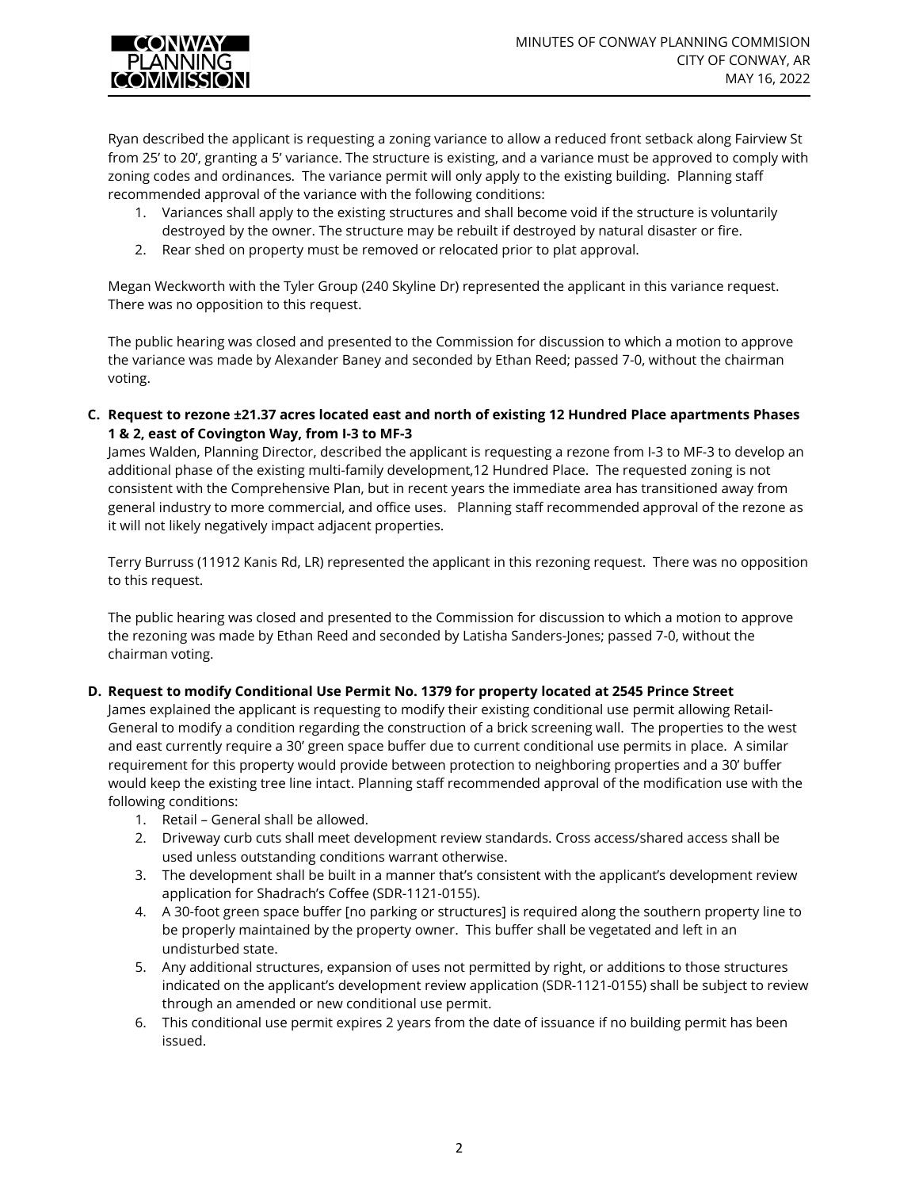Ryan described the applicant is requesting a zoning variance to allow a reduced front setback along Fairview St from 25' to 20', granting a 5' variance. The structure is existing, and a variance must be approved to comply with zoning codes and ordinances. The variance permit will only apply to the existing building. Planning staff recommended approval of the variance with the following conditions:

1. Variances shall apply to the existing structures and shall become void if the structure is voluntarily destroyed by the owner. The structure may be rebuilt if destroyed by natural disaster or fire.
2. Rear shed on property must be removed or relocated prior to plat approval.

Megan Weckworth with the Tyler Group (240 Skyline Dr) represented the applicant in this variance request. There was no opposition to this request.

The public hearing was closed and presented to the Commission for discussion to which a motion to approve the variance was made by Alexander Baney and seconded by Ethan Reed; passed 7-0, without the chairman voting.

**C. Request to rezone ±21.37 acres located east and north of existing 12 Hundred Place apartments Phases 1 & 2, east of Covington Way, from I-3 to MF-3**

James Walden, Planning Director, described the applicant is requesting a rezone from I-3 to MF-3 to develop an additional phase of the existing multi-family development,12 Hundred Place. The requested zoning is not consistent with the Comprehensive Plan, but in recent years the immediate area has transitioned away from general industry to more commercial, and office uses. Planning staff recommended approval of the rezone as it will not likely negatively impact adjacent properties.

Terry Burruss (11912 Kanis Rd, LR) represented the applicant in this rezoning request. There was no opposition to this request.

The public hearing was closed and presented to the Commission for discussion to which a motion to approve the rezoning was made by Ethan Reed and seconded by Latisha Sanders-Jones; passed 7-0, without the chairman voting.

**D. Request to modify Conditional Use Permit No. 1379 for property located at 2545 Prince Street**

James explained the applicant is requesting to modify their existing conditional use permit allowing Retail-General to modify a condition regarding the construction of a brick screening wall. The properties to the west and east currently require a 30' green space buffer due to current conditional use permits in place. A similar requirement for this property would provide between protection to neighboring properties and a 30' buffer would keep the existing tree line intact. Planning staff recommended approval of the modification use with the following conditions:

1. Retail – General shall be allowed.
2. Driveway curb cuts shall meet development review standards. Cross access/shared access shall be used unless outstanding conditions warrant otherwise.
3. The development shall be built in a manner that's consistent with the applicant's development review application for Shadrach's Coffee (SDR-1121-0155).
4. A 30-foot green space buffer [no parking or structures] is required along the southern property line to be properly maintained by the property owner. This buffer shall be vegetated and left in an undisturbed state.
5. Any additional structures, expansion of uses not permitted by right, or additions to those structures indicated on the applicant's development review application (SDR-1121-0155) shall be subject to review through an amended or new conditional use permit.
6. This conditional use permit expires 2 years from the date of issuance if no building permit has been issued.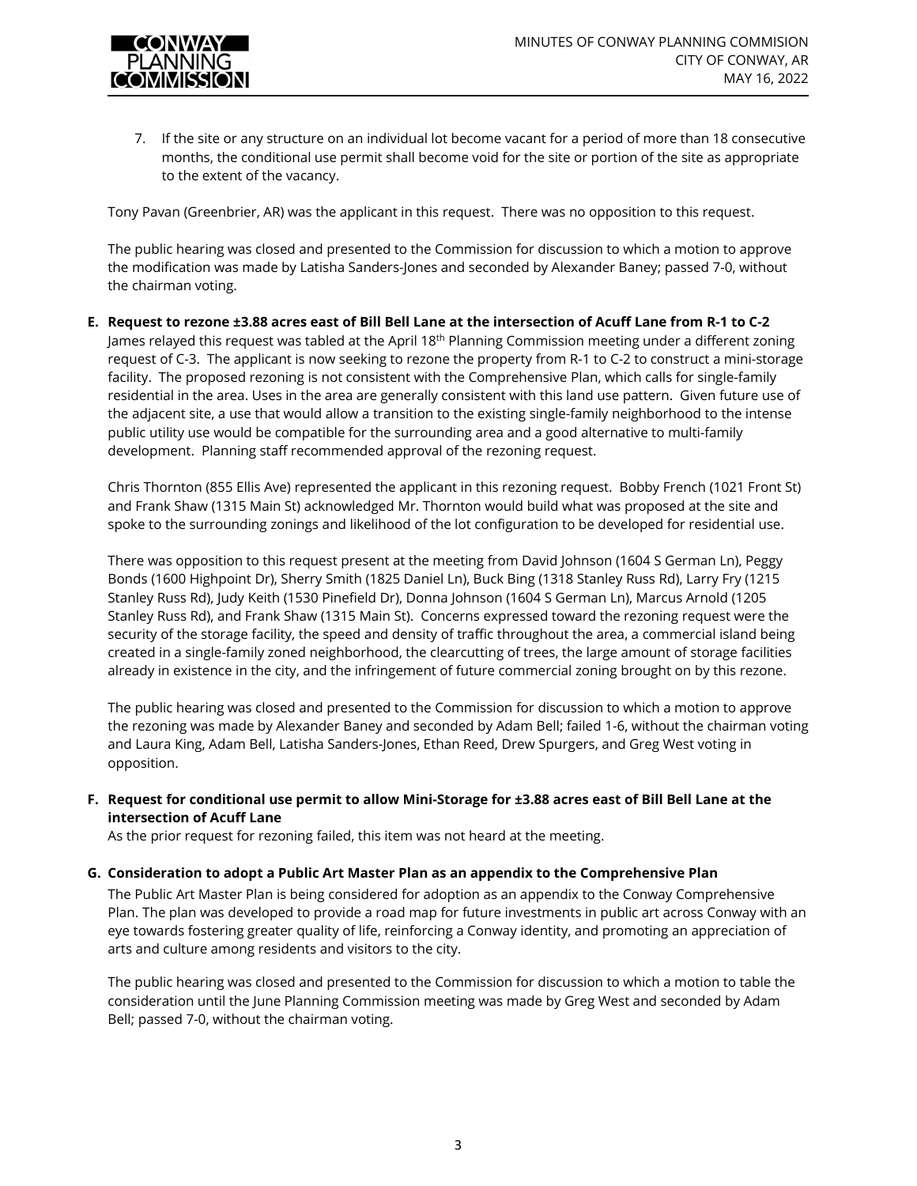7. If the site or any structure on an individual lot become vacant for a period of more than 18 consecutive months, the conditional use permit shall become void for the site or portion of the site as appropriate to the extent of the vacancy.

Tony Pavan (Greenbrier, AR) was the applicant in this request. There was no opposition to this request.

The public hearing was closed and presented to the Commission for discussion to which a motion to approve the modification was made by Latisha Sanders-Jones and seconded by Alexander Baney; passed 7-0, without the chairman voting.

**E. Request to rezone ±3.88 acres east of Bill Bell Lane at the intersection of Acuff Lane from R-1 to C-2**

James relayed this request was tabled at the April 18th Planning Commission meeting under a different zoning request of C-3. The applicant is now seeking to rezone the property from R-1 to C-2 to construct a mini-storage facility. The proposed rezoning is not consistent with the Comprehensive Plan, which calls for single-family residential in the area. Uses in the area are generally consistent with this land use pattern. Given future use of the adjacent site, a use that would allow a transition to the existing single-family neighborhood to the intense public utility use would be compatible for the surrounding area and a good alternative to multi-family development. Planning staff recommended approval of the rezoning request.

Chris Thornton (855 Ellis Ave) represented the applicant in this rezoning request. Bobby French (1021 Front St) and Frank Shaw (1315 Main St) acknowledged Mr. Thornton would build what was proposed at the site and spoke to the surrounding zonings and likelihood of the lot configuration to be developed for residential use.

There was opposition to this request present at the meeting from David Johnson (1604 S German Ln), Peggy Bonds (1600 Highpoint Dr), Sherry Smith (1825 Daniel Ln), Buck Bing (1318 Stanley Russ Rd), Larry Fry (1215 Stanley Russ Rd), Judy Keith (1530 Pinefield Dr), Donna Johnson (1604 S German Ln), Marcus Arnold (1205 Stanley Russ Rd), and Frank Shaw (1315 Main St). Concerns expressed toward the rezoning request were the security of the storage facility, the speed and density of traffic throughout the area, a commercial island being created in a single-family zoned neighborhood, the clearcutting of trees, the large amount of storage facilities already in existence in the city, and the infringement of future commercial zoning brought on by this rezone.

The public hearing was closed and presented to the Commission for discussion to which a motion to approve the rezoning was made by Alexander Baney and seconded by Adam Bell; failed 1-6, without the chairman voting and Laura King, Adam Bell, Latisha Sanders-Jones, Ethan Reed, Drew Spurgers, and Greg West voting in opposition.

**F. Request for conditional use permit to allow Mini-Storage for ±3.88 acres east of Bill Bell Lane at the intersection of Acuff Lane**

As the prior request for rezoning failed, this item was not heard at the meeting.

**G. Consideration to adopt a Public Art Master Plan as an appendix to the Comprehensive Plan**

The Public Art Master Plan is being considered for adoption as an appendix to the Conway Comprehensive Plan. The plan was developed to provide a road map for future investments in public art across Conway with an eye towards fostering greater quality of life, reinforcing a Conway identity, and promoting an appreciation of arts and culture among residents and visitors to the city.

The public hearing was closed and presented to the Commission for discussion to which a motion to table the consideration until the June Planning Commission meeting was made by Greg West and seconded by Adam Bell; passed 7-0, without the chairman voting.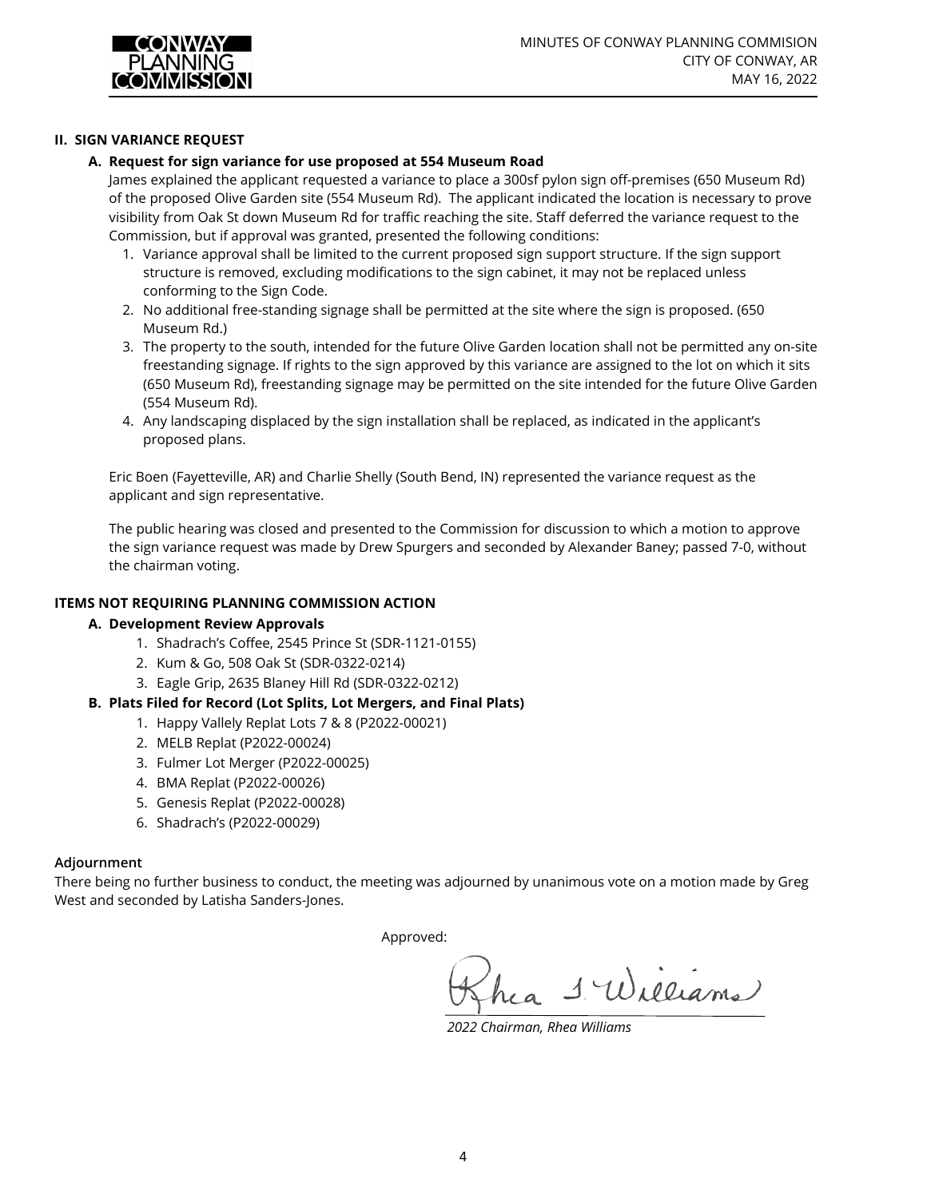## II. SIGN VARIANCE REQUEST

### A. Request for sign variance for use proposed at 554 Museum Road

James explained the applicant requested a variance to place a 300sf pylon sign off-premises (650 Museum Rd) of the proposed Olive Garden site (554 Museum Rd). The applicant indicated the location is necessary to prove visibility from Oak St down Museum Rd for traffic reaching the site. Staff deferred the variance request to the Commission, but if approval was granted, presented the following conditions:

1. Variance approval shall be limited to the current proposed sign support structure. If the sign support structure is removed, excluding modifications to the sign cabinet, it may not be replaced unless conforming to the Sign Code.
2. No additional free-standing signage shall be permitted at the site where the sign is proposed. (650 Museum Rd.)
3. The property to the south, intended for the future Olive Garden location shall not be permitted any on-site freestanding signage. If rights to the sign approved by this variance are assigned to the lot on which it sits (650 Museum Rd), freestanding signage may be permitted on the site intended for the future Olive Garden (554 Museum Rd).
4. Any landscaping displaced by the sign installation shall be replaced, as indicated in the applicant's proposed plans.

Eric Boen (Fayetteville, AR) and Charlie Shelly (South Bend, IN) represented the variance request as the applicant and sign representative.

The public hearing was closed and presented to the Commission for discussion to which a motion to approve the sign variance request was made by Drew Spurgers and seconded by Alexander Baney; passed 7-0, without the chairman voting.

## ITEMS NOT REQUIRING PLANNING COMMISSION ACTION

### A. Development Review Approvals

1. Shadrach's Coffee, 2545 Prince St (SDR-1121-0155)
2. Kum & Go, 508 Oak St (SDR-0322-0214)
3. Eagle Grip, 2635 Blaney Hill Rd (SDR-0322-0212)

### B. Plats Filed for Record (Lot Splits, Lot Mergers, and Final Plats)

1. Happy Vallely Replat Lots 7 & 8 (P2022-00021)
2. MELB Replat (P2022-00024)
3. Fulmer Lot Merger (P2022-00025)
4. BMA Replat (P2022-00026)
5. Genesis Replat (P2022-00028)
6. Shadrach's (P2022-00029)

### Adjournment

There being no further business to conduct, the meeting was adjourned by unanimous vote on a motion made by Greg West and seconded by Latisha Sanders-Jones.

Approved:

Rhea J. Williams

*2022 Chairman, Rhea Williams*